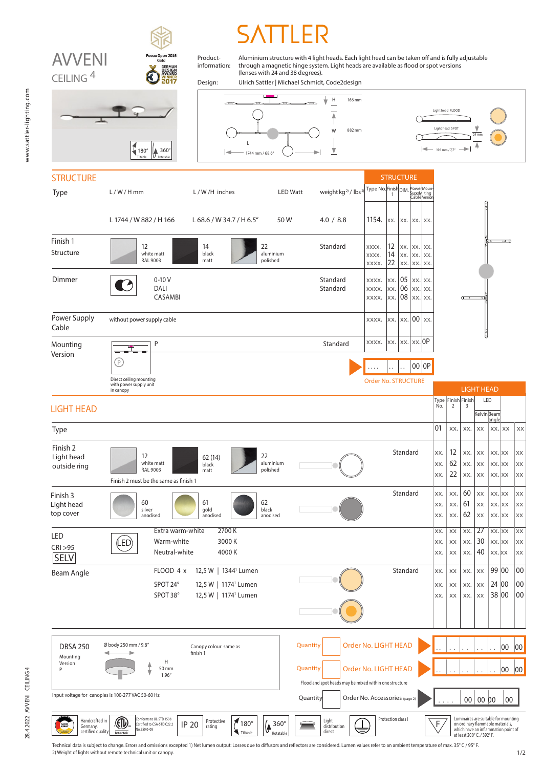# SATTLER

## AVVENI
### CEILING 4

Focus Open 2016 Gold
GERMAN DESIGN AWARD WINNER 2017

180° Tiltable | 360° Rotatable

**Product-information:** Aluminium structure with 4 light heads. Each light head can be taken off and is fully adjustable through a magnetic hinge system. Light heads are available as flood or spot versions (lenses with 24 and 38 degrees).

**Design:** Ulrich Sattler | Michael Schmidt, Code2design

H 166 mm | W 882 mm | L 1744 mm / 68.6" | Light head FLOOD | Light head SPOT | 24 mm | 196 mm / 7.7"

## STRUCTURE

| Type | L / W / H mm | L / W / H inches | LED Watt | weight kg[2] / lbs[2] |
|---|---|---|---|---|
| | L 1744 / W 882 / H 166 | L 68.6 / W 34.7 / H 6.5" | 50 W | 4.0 / 8.8 |

| | Option | | Type No. | Finish 1 | DIM. | Power Supply Cable | Mounting Version |
|---|---|---|---|---|---|---|---|
| Type | | | 1154. | xx. | xx. | xx. | xx. |
| Finish 1 Structure | 12 white matt RAL 9003 | Standard | xxxx. | 12 | xx. | xx. | xx. |
| | 14 black matt | | xxxx. | 14 | xx. | xx. | xx. |
| | 22 aluminium polished | | xxxx. | 22 | xx. | xx. | xx. |
| Dimmer | 0-10 V | Standard | xxxx. | xx. | 05 | xx. | xx. |
| | DALI | Standard | xxxx. | xx. | 06 | xx. | xx. |
| | CASAMBI | | xxxx. | xx. | 08 | xx. | xx. |
| Power Supply Cable | without power supply cable | | xxxx. | xx. | xx. | 00 | xx. |
| Mounting Version | P – Direct ceiling mounting with power supply unit in canopy | Standard | xxxx. | xx. | xx. | xx. | 0P |

Order No. STRUCTURE: . . . . | . . | . . | 00 | 0P

## LIGHT HEAD

| | Option | | Type No. | Finish 2 | Finish 3 | LED Kelvin | Beam angle | | |
|---|---|---|---|---|---|---|---|---|---|
| Type | | | 01 | xx. | xx. | xx | xx. | xx | xx |
| Finish 2 Light head outside ring | 12 white matt RAL 9003 | Standard | xx. | 12 | xx. | xx | xx. | xx | xx |
| | 62 (14) black matt | | xx. | 62 | xx. | xx | xx. | xx | xx |
| | 22 aluminium polished | | xx. | 22 | xx. | xx | xx. | xx | xx |
| Finish 3 Light head top cover | 60 silver anodised | Standard | xx. | xx. | 60 | xx | xx. | xx | xx |
| | 61 gold anodised | | xx. | xx. | 61 | xx | xx. | xx | xx |
| | 62 black anodised | | xx. | xx. | 62 | xx | xx. | xx | xx |
| LED CRI >95 SELV | Extra warm-white 2700 K | | xx. | xx | xx. | 27 | xx. | xx | xx |
| | Warm-white 3000 K | | xx. | xx | xx. | 30 | xx. | xx | xx |
| | Neutral-white 4000 K | | xx. | xx | xx. | 40 | xx. | xx | xx |
| Beam Angle | FLOOD 4 x 12,5 W \| 1344[1] Lumen | Standard | xx. | xx | xx. | xx | 99 | 00 | 00 |
| | SPOT 24° 12,5 W \| 1174[1] Lumen | | xx. | xx | xx. | xx | 24 | 00 | 00 |
| | SPOT 38° 12,5 W \| 1174[1] Lumen | | xx. | xx | xx. | xx | 38 | 00 | 00 |

Finish 2 must be the same as finish 1

**DBSA 250** – Mounting Version P – Ø body 250 mm / 9.8" – H 50 mm / 1.96" – Canopy colour same as finish 1

Input voltage for canopies is 100-277 VAC 50-60 Hz

Quantity [ ] Order No. LIGHT HEAD: . . | . . | . . | . . | . . | 00 | 00

Quantity [ ] Order No. LIGHT HEAD: . . | . . | . . | . . | . . | 00 | 00

Flood and spot heads may be mixed within one structure

Quantity [ ] Order No. Accessories (page 2): . . . . | 00 | 00 | 00 | 00

Handcrafted in Germany, certified quality | Conforms to UL-STD 1598, Certified to CSA-STD C22.2 No.250.0-08 | IP 20 Protective rating | 180° Tiltable | 360° Rotatable | Light distribution direct | Protection class I | Luminaires are suitable for mounting on ordinary flammable materials, which have an inflammation point of at least 200° C. / 392° F.

Technical data is subject to change. Errors and omissions excepted 1) Net lumen output: Losses due to diffusors and reflectors are considered. Lumen values refer to an ambient temperature of max. 35° C / 95° F.
2) Weight of lights without remote technical unit or canopy.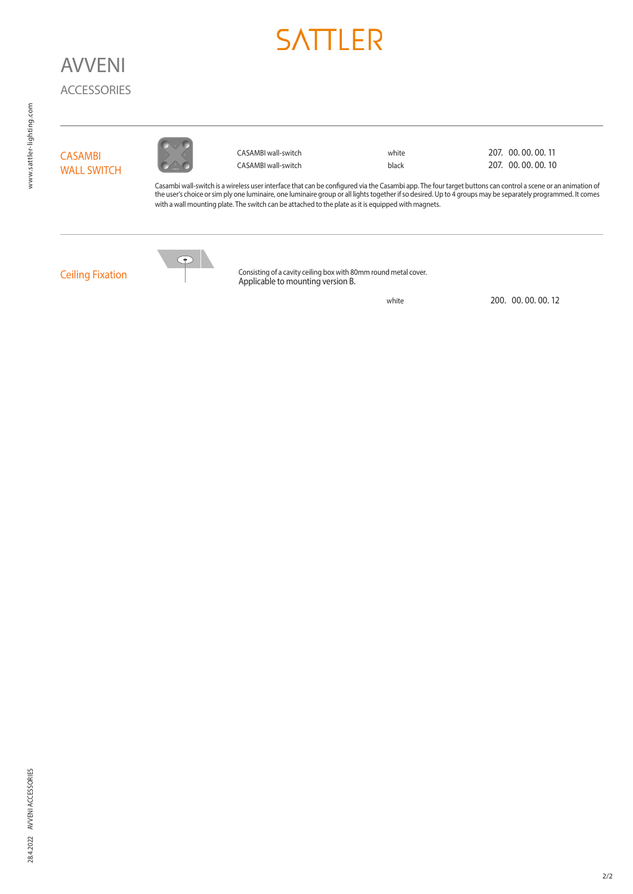# AVVENI

## ACCESSORIES

### CASAMBI WALL SWITCH

| | | |
|---|---|---|
| CASAMBI wall-switch | white | 207. 00. 00. 00. 11 |
| CASAMBI wall-switch | black | 207. 00. 00. 00. 10 |

Casambi wall-switch is a wireless user interface that can be configured via the Casambi app. The four target buttons can control a scene or an animation of the user's choice or sim ply one luminaire, one luminaire group or all lights together if so desired. Up to 4 groups may be separately programmed. It comes with a wall mounting plate. The switch can be attached to the plate as it is equipped with magnets.

### Ceiling Fixation

Consisting of a cavity ceiling box with 80mm round metal cover.
Applicable to mounting version B.

| | |
|---|---|
| white | 200. 00. 00. 00. 12 |